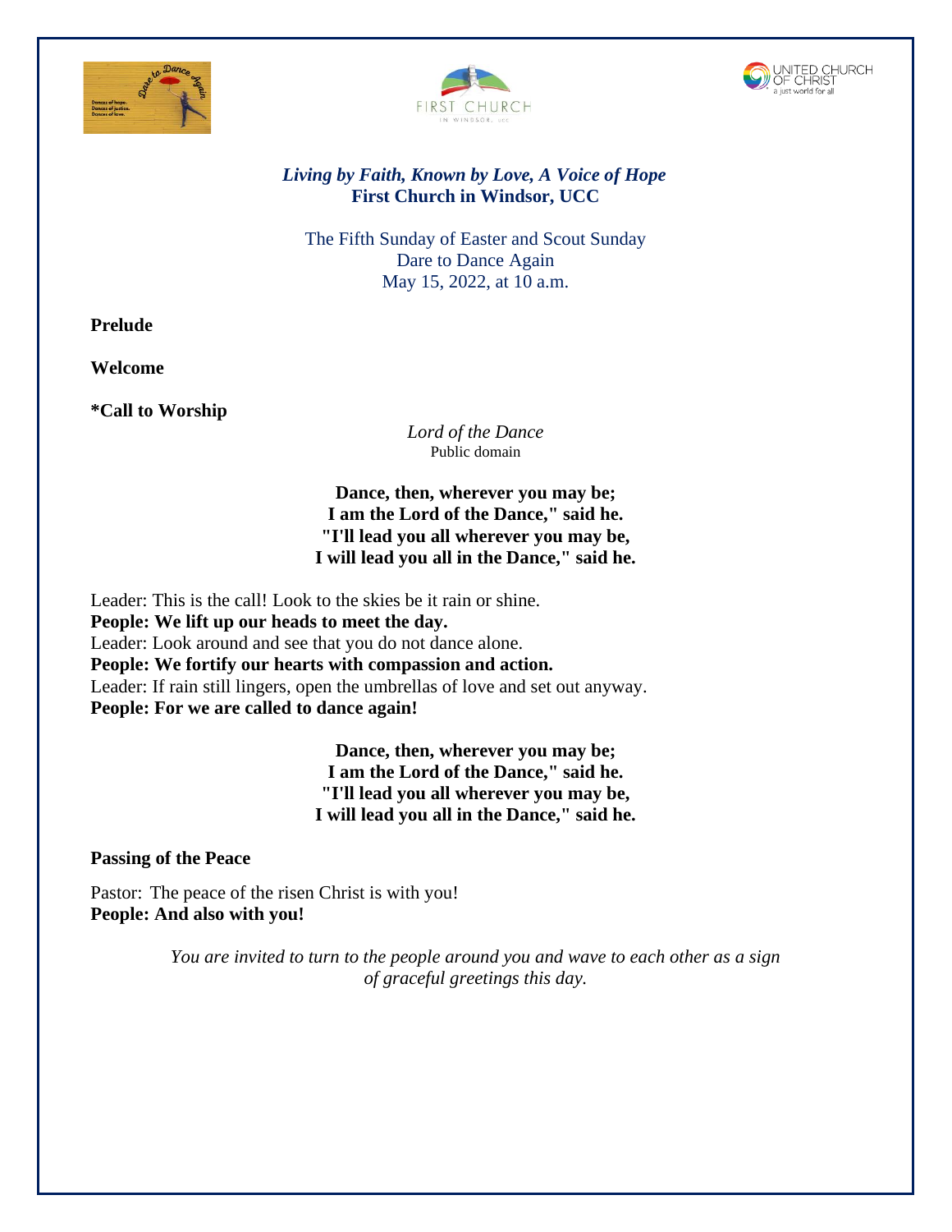*Living by Faith, Known by Love, A Voice of Hope*
**First Church in Windsor, UCC**

The Fifth Sunday of Easter and Scout Sunday
Dare to Dance Again
May 15, 2022, at 10 a.m.

**Prelude**

**Welcome**

**\*Call to Worship**

*Lord of the Dance*
Public domain

**Dance, then, wherever you may be;**
**I am the Lord of the Dance," said he.**
**"I'll lead you all wherever you may be,**
**I will lead you all in the Dance," said he.**

Leader: This is the call! Look to the skies be it rain or shine.
**People: We lift up our heads to meet the day.**
Leader: Look around and see that you do not dance alone.
**People: We fortify our hearts with compassion and action.**
Leader: If rain still lingers, open the umbrellas of love and set out anyway.
**People: For we are called to dance again!**

**Dance, then, wherever you may be;**
**I am the Lord of the Dance," said he.**
**"I'll lead you all wherever you may be,**
**I will lead you all in the Dance," said he.**

**Passing of the Peace**

Pastor: The peace of the risen Christ is with you!
**People: And also with you!**

*You are invited to turn to the people around you and wave to each other as a sign of graceful greetings this day.*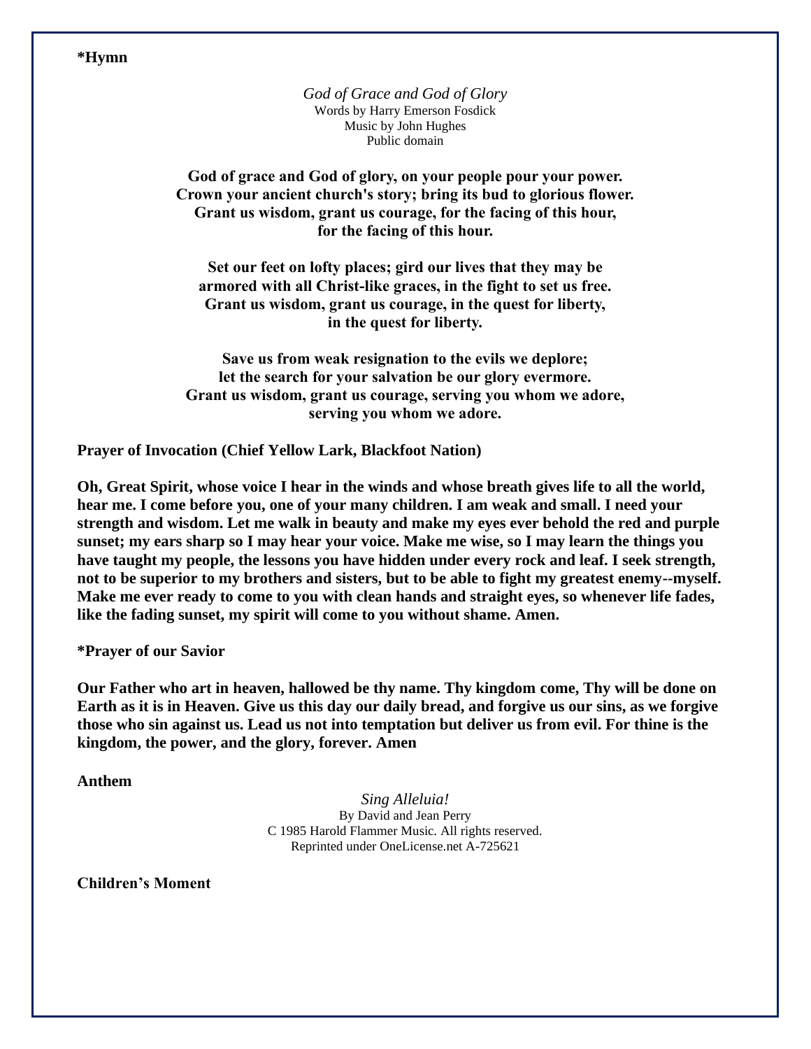**\*Hymn**

*God of Grace and God of Glory*
Words by Harry Emerson Fosdick
Music by John Hughes
Public domain

**God of grace and God of glory, on your people pour your power.**
**Crown your ancient church's story; bring its bud to glorious flower.**
**Grant us wisdom, grant us courage, for the facing of this hour,**
**for the facing of this hour.**

**Set our feet on lofty places; gird our lives that they may be**
**armored with all Christ-like graces, in the fight to set us free.**
**Grant us wisdom, grant us courage, in the quest for liberty,**
**in the quest for liberty.**

**Save us from weak resignation to the evils we deplore;**
**let the search for your salvation be our glory evermore.**
**Grant us wisdom, grant us courage, serving you whom we adore,**
**serving you whom we adore.**

**Prayer of Invocation (Chief Yellow Lark, Blackfoot Nation)**

**Oh, Great Spirit, whose voice I hear in the winds and whose breath gives life to all the world, hear me. I come before you, one of your many children. I am weak and small. I need your strength and wisdom. Let me walk in beauty and make my eyes ever behold the red and purple sunset; my ears sharp so I may hear your voice. Make me wise, so I may learn the things you have taught my people, the lessons you have hidden under every rock and leaf. I seek strength, not to be superior to my brothers and sisters, but to be able to fight my greatest enemy--myself. Make me ever ready to come to you with clean hands and straight eyes, so whenever life fades, like the fading sunset, my spirit will come to you without shame. Amen.**

**\*Prayer of our Savior**

**Our Father who art in heaven, hallowed be thy name. Thy kingdom come, Thy will be done on Earth as it is in Heaven. Give us this day our daily bread, and forgive us our sins, as we forgive those who sin against us. Lead us not into temptation but deliver us from evil. For thine is the kingdom, the power, and the glory, forever. Amen**

**Anthem**

*Sing Alleluia!*
By David and Jean Perry
C 1985 Harold Flammer Music. All rights reserved.
Reprinted under OneLicense.net A-725621

**Children's Moment**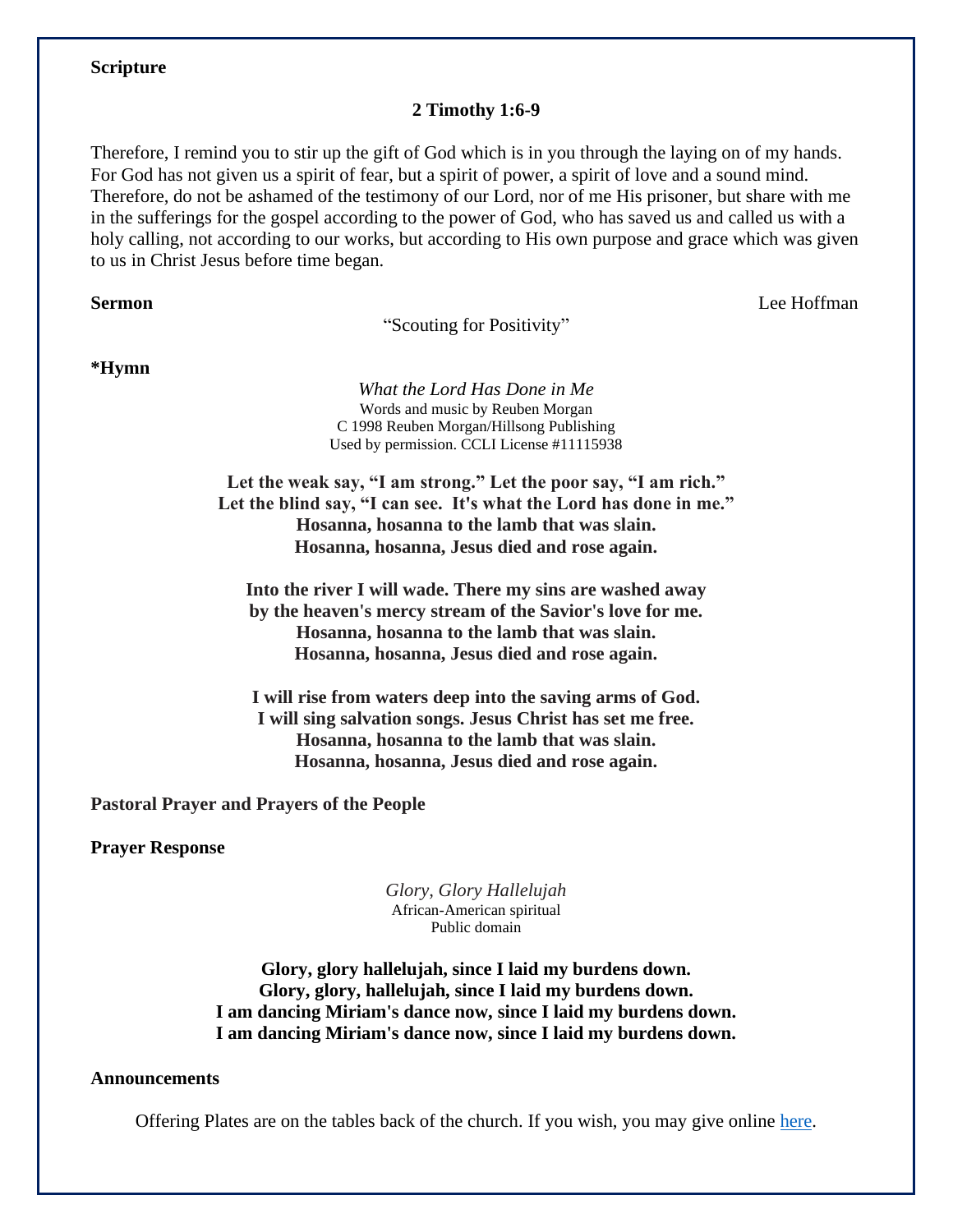**Scripture**

**2 Timothy 1:6-9**

Therefore, I remind you to stir up the gift of God which is in you through the laying on of my hands. For God has not given us a spirit of fear, but a spirit of power, a spirit of love and a sound mind. Therefore, do not be ashamed of the testimony of our Lord, nor of me His prisoner, but share with me in the sufferings for the gospel according to the power of God, who has saved us and called us with a holy calling, not according to our works, but according to His own purpose and grace which was given to us in Christ Jesus before time began.

**Sermon** Lee Hoffman

"Scouting for Positivity"

**\*Hymn**

*What the Lord Has Done in Me*
Words and music by Reuben Morgan
C 1998 Reuben Morgan/Hillsong Publishing
Used by permission. CCLI License #11115938

**Let the weak say, "I am strong." Let the poor say, "I am rich."**
**Let the blind say, "I can see. It's what the Lord has done in me."**
**Hosanna, hosanna to the lamb that was slain.**
**Hosanna, hosanna, Jesus died and rose again.**

**Into the river I will wade. There my sins are washed away**
**by the heaven's mercy stream of the Savior's love for me.**
**Hosanna, hosanna to the lamb that was slain.**
**Hosanna, hosanna, Jesus died and rose again.**

**I will rise from waters deep into the saving arms of God.**
**I will sing salvation songs. Jesus Christ has set me free.**
**Hosanna, hosanna to the lamb that was slain.**
**Hosanna, hosanna, Jesus died and rose again.**

**Pastoral Prayer and Prayers of the People**

**Prayer Response**

*Glory, Glory Hallelujah*
African-American spiritual
Public domain

**Glory, glory hallelujah, since I laid my burdens down.**
**Glory, glory, hallelujah, since I laid my burdens down.**
**I am dancing Miriam's dance now, since I laid my burdens down.**
**I am dancing Miriam's dance now, since I laid my burdens down.**

**Announcements**

Offering Plates are on the tables back of the church. If you wish, you may give online here.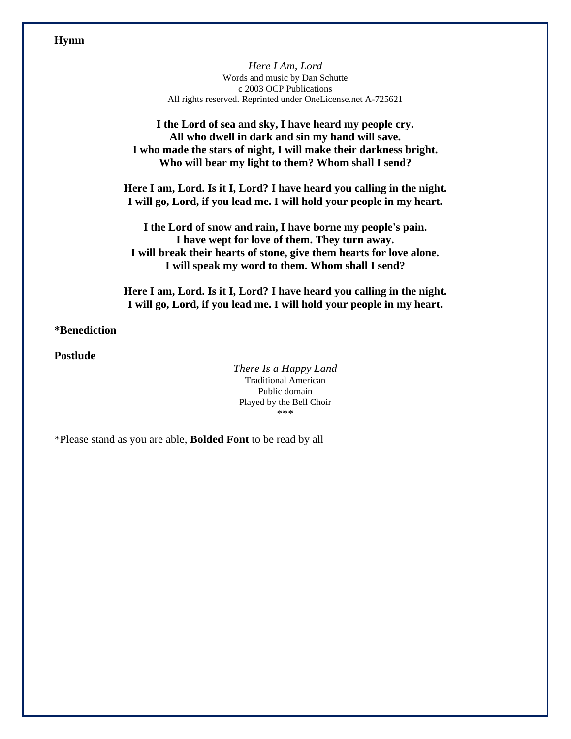**Hymn**

*Here I Am, Lord*
Words and music by Dan Schutte
c 2003 OCP Publications
All rights reserved. Reprinted under OneLicense.net A-725621

**I the Lord of sea and sky, I have heard my people cry.**
**All who dwell in dark and sin my hand will save.**
**I who made the stars of night, I will make their darkness bright.**
**Who will bear my light to them? Whom shall I send?**

**Here I am, Lord. Is it I, Lord? I have heard you calling in the night.**
**I will go, Lord, if you lead me. I will hold your people in my heart.**

**I the Lord of snow and rain, I have borne my people's pain.**
**I have wept for love of them. They turn away.**
**I will break their hearts of stone, give them hearts for love alone.**
**I will speak my word to them. Whom shall I send?**

**Here I am, Lord. Is it I, Lord? I have heard you calling in the night.**
**I will go, Lord, if you lead me. I will hold your people in my heart.**

**\*Benediction**

**Postlude**

*There Is a Happy Land*
Traditional American
Public domain
Played by the Bell Choir
\*\*\*

\*Please stand as you are able, **Bolded Font** to be read by all